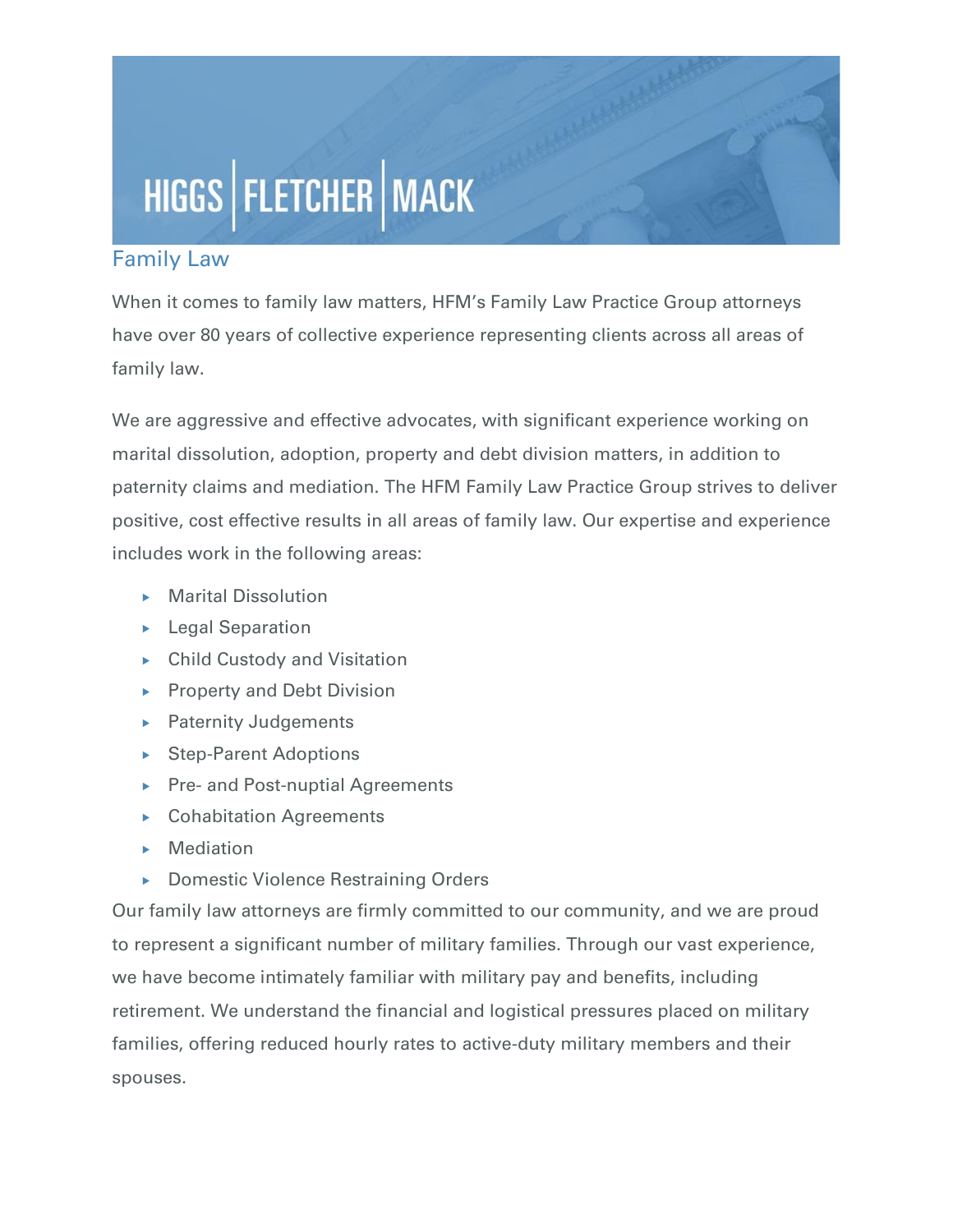HIGGS | FLETCHER | MACK

## Family Law

When it comes to family law matters, HFM's Family Law Practice Group attorneys have over 80 years of collective experience representing clients across all areas of family law.

We are aggressive and effective advocates, with significant experience working on marital dissolution, adoption, property and debt division matters, in addition to paternity claims and mediation. The HFM Family Law Practice Group strives to deliver positive, cost effective results in all areas of family law. Our expertise and experience includes work in the following areas:

- Marital Dissolution
- Legal Separation
- Child Custody and Visitation
- Property and Debt Division
- Paternity Judgements
- Step-Parent Adoptions
- Pre- and Post-nuptial Agreements
- Cohabitation Agreements
- Mediation
- Domestic Violence Restraining Orders

Our family law attorneys are firmly committed to our community, and we are proud to represent a significant number of military families. Through our vast experience, we have become intimately familiar with military pay and benefits, including retirement. We understand the financial and logistical pressures placed on military families, offering reduced hourly rates to active-duty military members and their spouses.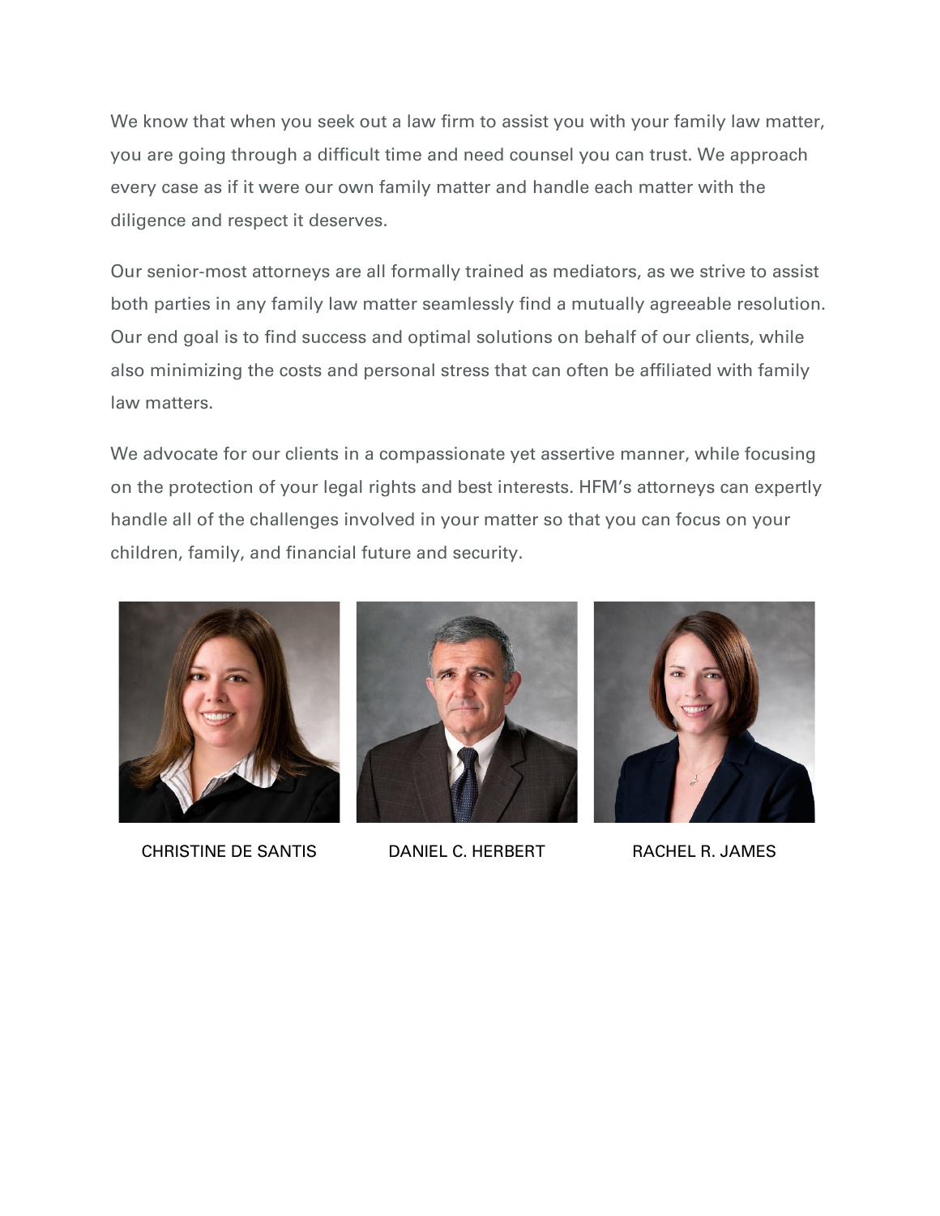We know that when you seek out a law firm to assist you with your family law matter, you are going through a difficult time and need counsel you can trust. We approach every case as if it were our own family matter and handle each matter with the diligence and respect it deserves.

Our senior-most attorneys are all formally trained as mediators, as we strive to assist both parties in any family law matter seamlessly find a mutually agreeable resolution. Our end goal is to find success and optimal solutions on behalf of our clients, while also minimizing the costs and personal stress that can often be affiliated with family law matters.

We advocate for our clients in a compassionate yet assertive manner, while focusing on the protection of your legal rights and best interests. HFM's attorneys can expertly handle all of the challenges involved in your matter so that you can focus on your children, family, and financial future and security.

CHRISTINE DE SANTIS

DANIEL C. HERBERT

RACHEL R. JAMES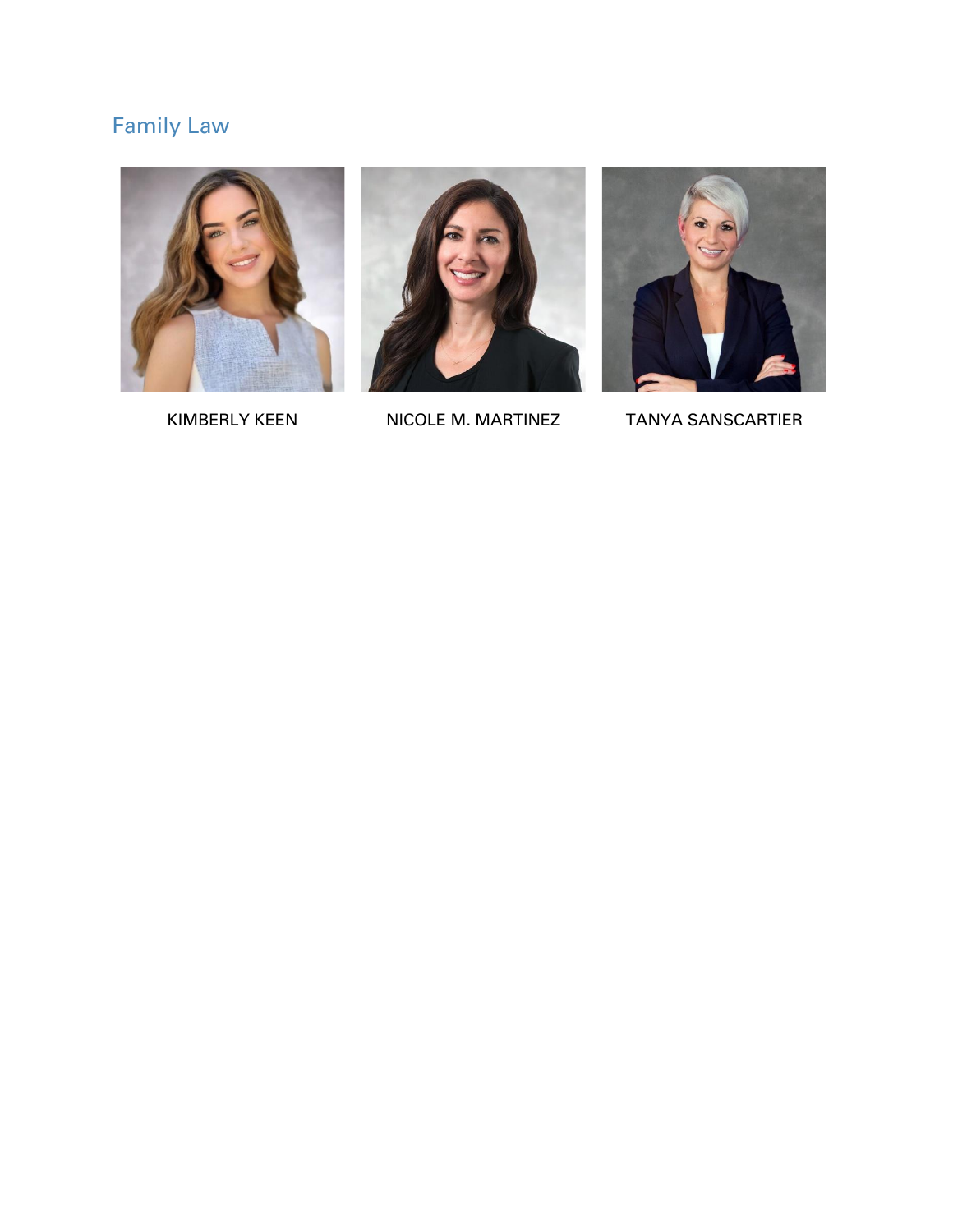## Family Law

KIMBERLY KEEN

NICOLE M. MARTINEZ

TANYA SANSCARTIER